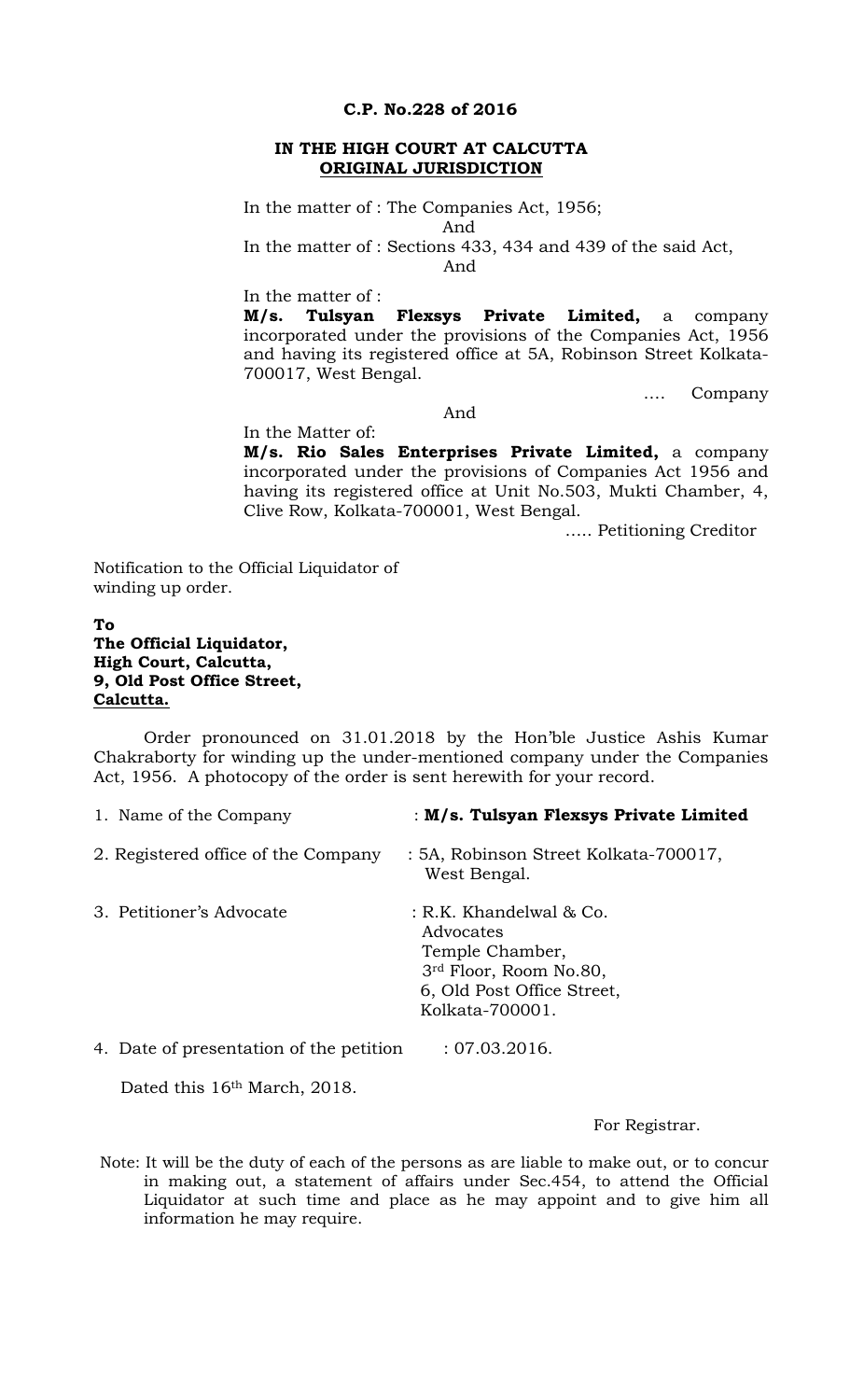**C.P. No.228 of 2016**

**IN THE HIGH COURT AT CALCUTTA**
**ORIGINAL JURISDICTION**

In the matter of : The Companies Act, 1956;

And

In the matter of : Sections 433, 434 and 439 of the said Act,

And

In the matter of :

**M/s. Tulsyan Flexsys Private Limited,** a company incorporated under the provisions of the Companies Act, 1956 and having its registered office at 5A, Robinson Street Kolkata-700017, West Bengal.

.... Company

And

In the Matter of:

**M/s. Rio Sales Enterprises Private Limited,** a company incorporated under the provisions of Companies Act 1956 and having its registered office at Unit No.503, Mukti Chamber, 4, Clive Row, Kolkata-700001, West Bengal.

..... Petitioning Creditor

Notification to the Official Liquidator of winding up order.

**To**
**The Official Liquidator,**
**High Court, Calcutta,**
**9, Old Post Office Street,**
**Calcutta.**

Order pronounced on 31.01.2018 by the Hon'ble Justice Ashis Kumar Chakraborty for winding up the under-mentioned company under the Companies Act, 1956. A photocopy of the order is sent herewith for your record.

1. Name of the Company : **M/s. Tulsyan Flexsys Private Limited**
2. Registered office of the Company : 5A, Robinson Street Kolkata-700017, West Bengal.
3. Petitioner's Advocate : R.K. Khandelwal & Co. Advocates Temple Chamber, 3rd Floor, Room No.80, 6, Old Post Office Street, Kolkata-700001.
4. Date of presentation of the petition : 07.03.2016.

Dated this 16th March, 2018.

For Registrar.

Note: It will be the duty of each of the persons as are liable to make out, or to concur in making out, a statement of affairs under Sec.454, to attend the Official Liquidator at such time and place as he may appoint and to give him all information he may require.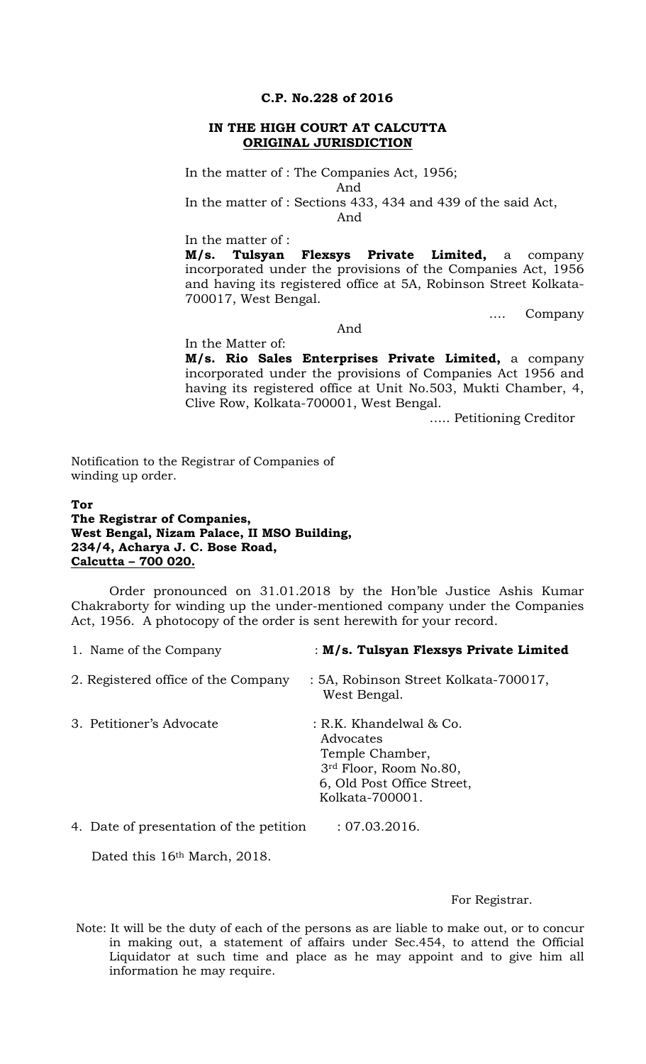**C.P. No.228 of 2016**

**IN THE HIGH COURT AT CALCUTTA**
**ORIGINAL JURISDICTION**

In the matter of : The Companies Act, 1956;

And

In the matter of : Sections 433, 434 and 439 of the said Act,

And

In the matter of :

**M/s. Tulsyan Flexsys Private Limited,** a company incorporated under the provisions of the Companies Act, 1956 and having its registered office at 5A, Robinson Street Kolkata-700017, West Bengal.

.... Company

And

In the Matter of:

**M/s. Rio Sales Enterprises Private Limited,** a company incorporated under the provisions of Companies Act 1956 and having its registered office at Unit No.503, Mukti Chamber, 4, Clive Row, Kolkata-700001, West Bengal.

..... Petitioning Creditor

Notification to the Registrar of Companies of winding up order.

**Tor**
**The Registrar of Companies,**
**West Bengal, Nizam Palace, II MSO Building,**
**234/4, Acharya J. C. Bose Road,**
**Calcutta – 700 020.**

Order pronounced on 31.01.2018 by the Hon'ble Justice Ashis Kumar Chakraborty for winding up the under-mentioned company under the Companies Act, 1956. A photocopy of the order is sent herewith for your record.

1. Name of the Company : **M/s. Tulsyan Flexsys Private Limited**
2. Registered office of the Company : 5A, Robinson Street Kolkata-700017, West Bengal.
3. Petitioner's Advocate : R.K. Khandelwal & Co. Advocates Temple Chamber, 3rd Floor, Room No.80, 6, Old Post Office Street, Kolkata-700001.
4. Date of presentation of the petition : 07.03.2016.

Dated this 16th March, 2018.

For Registrar.

Note: It will be the duty of each of the persons as are liable to make out, or to concur in making out, a statement of affairs under Sec.454, to attend the Official Liquidator at such time and place as he may appoint and to give him all information he may require.